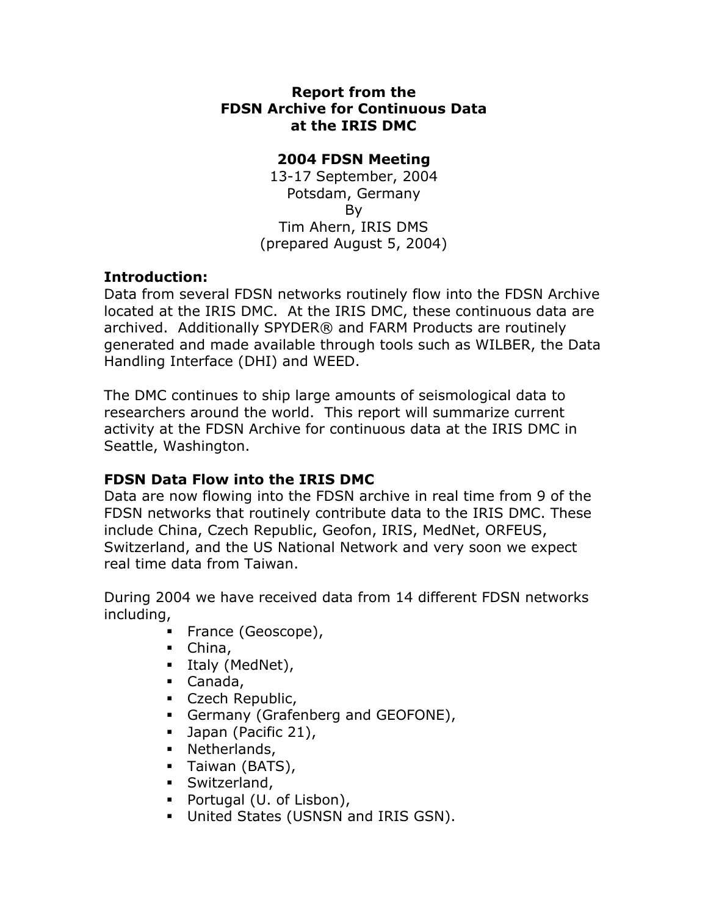**Report from the**
**FDSN Archive for Continuous Data**
**at the IRIS DMC**

**2004 FDSN Meeting**
13-17 September, 2004
Potsdam, Germany
By
Tim Ahern, IRIS DMS
(prepared August 5, 2004)

### Introduction:

Data from several FDSN networks routinely flow into the FDSN Archive located at the IRIS DMC. At the IRIS DMC, these continuous data are archived. Additionally SPYDER® and FARM Products are routinely generated and made available through tools such as WILBER, the Data Handling Interface (DHI) and WEED.

The DMC continues to ship large amounts of seismological data to researchers around the world. This report will summarize current activity at the FDSN Archive for continuous data at the IRIS DMC in Seattle, Washington.

### FDSN Data Flow into the IRIS DMC

Data are now flowing into the FDSN archive in real time from 9 of the FDSN networks that routinely contribute data to the IRIS DMC. These include China, Czech Republic, Geofon, IRIS, MedNet, ORFEUS, Switzerland, and the US National Network and very soon we expect real time data from Taiwan.

During 2004 we have received data from 14 different FDSN networks including,

- France (Geoscope),
- China,
- Italy (MedNet),
- Canada,
- Czech Republic,
- Germany (Grafenberg and GEOFONE),
- Japan (Pacific 21),
- Netherlands,
- Taiwan (BATS),
- Switzerland,
- Portugal (U. of Lisbon),
- United States (USNSN and IRIS GSN).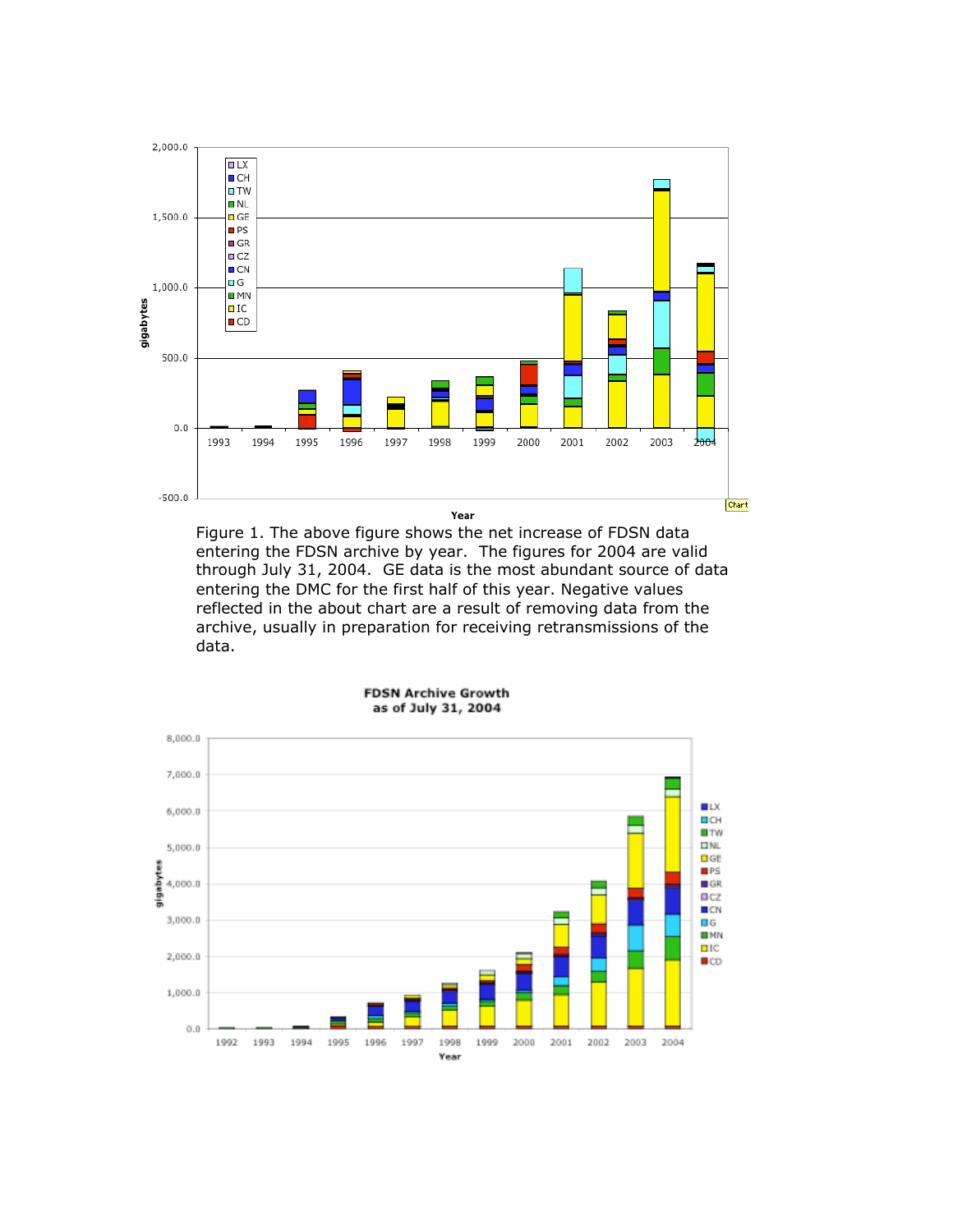Figure 1. The above figure shows the net increase of FDSN data entering the FDSN archive by year. The figures for 2004 are valid through July 31, 2004. GE data is the most abundant source of data entering the DMC for the first half of this year. Negative values reflected in the about chart are a result of removing data from the archive, usually in preparation for receiving retransmissions of the data.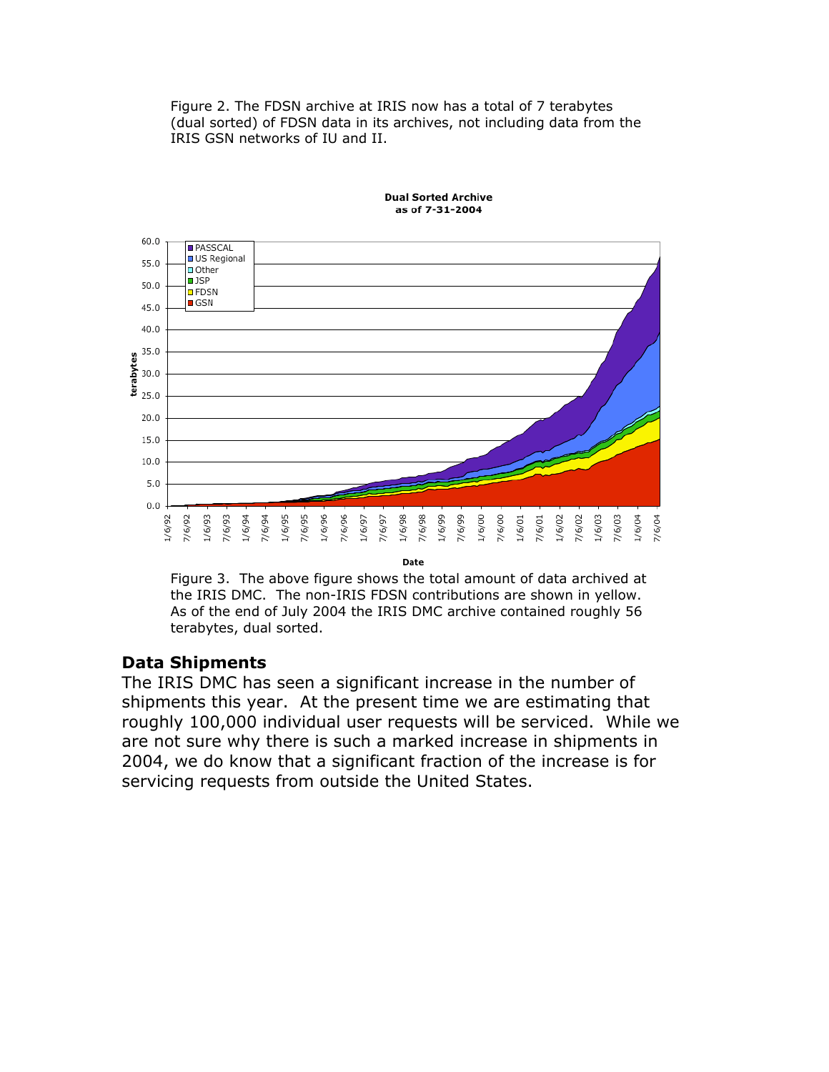Figure 2. The FDSN archive at IRIS now has a total of 7 terabytes (dual sorted) of FDSN data in its archives, not including data from the IRIS GSN networks of IU and II.

Figure 3. The above figure shows the total amount of data archived at the IRIS DMC. The non-IRIS FDSN contributions are shown in yellow. As of the end of July 2004 the IRIS DMC archive contained roughly 56 terabytes, dual sorted.

## Data Shipments

The IRIS DMC has seen a significant increase in the number of shipments this year. At the present time we are estimating that roughly 100,000 individual user requests will be serviced. While we are not sure why there is such a marked increase in shipments in 2004, we do know that a significant fraction of the increase is for servicing requests from outside the United States.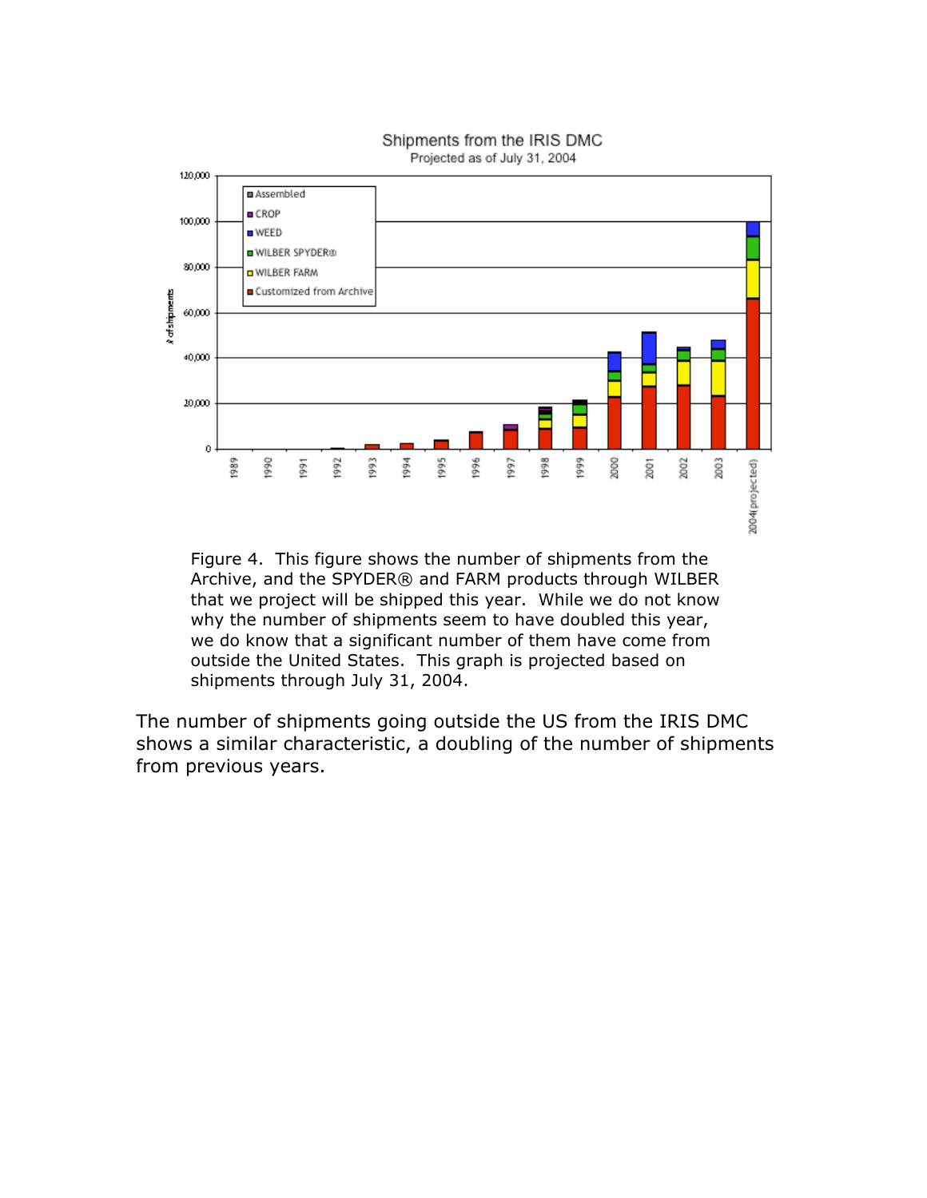Figure 4. This figure shows the number of shipments from the Archive, and the SPYDER® and FARM products through WILBER that we project will be shipped this year. While we do not know why the number of shipments seem to have doubled this year, we do know that a significant number of them have come from outside the United States. This graph is projected based on shipments through July 31, 2004.

The number of shipments going outside the US from the IRIS DMC shows a similar characteristic, a doubling of the number of shipments from previous years.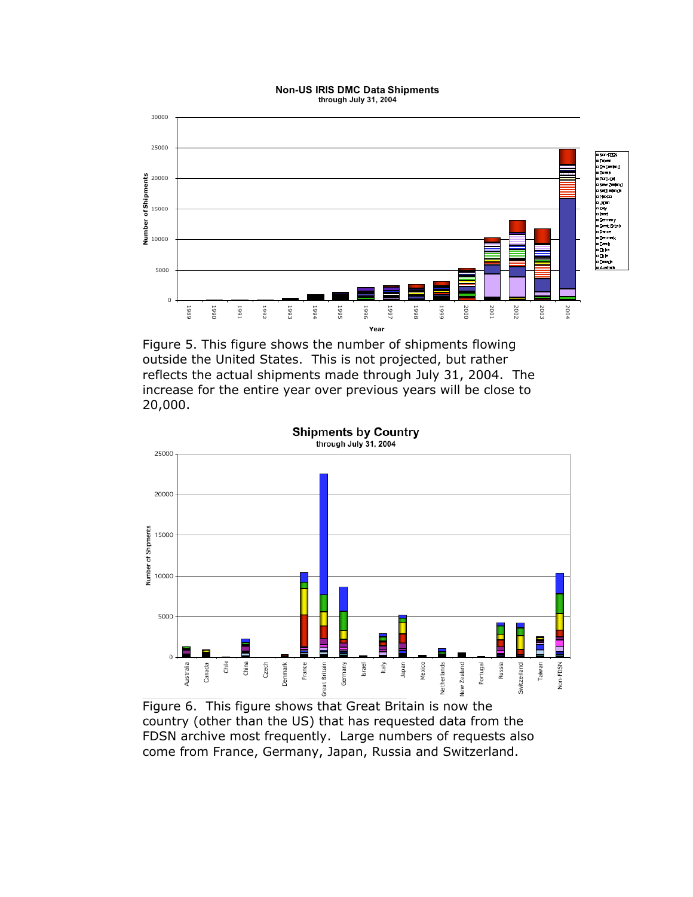Figure 5. This figure shows the number of shipments flowing outside the United States. This is not projected, but rather reflects the actual shipments made through July 31, 2004. The increase for the entire year over previous years will be close to 20,000.

Figure 6. This figure shows that Great Britain is now the country (other than the US) that has requested data from the FDSN archive most frequently. Large numbers of requests also come from France, Germany, Japan, Russia and Switzerland.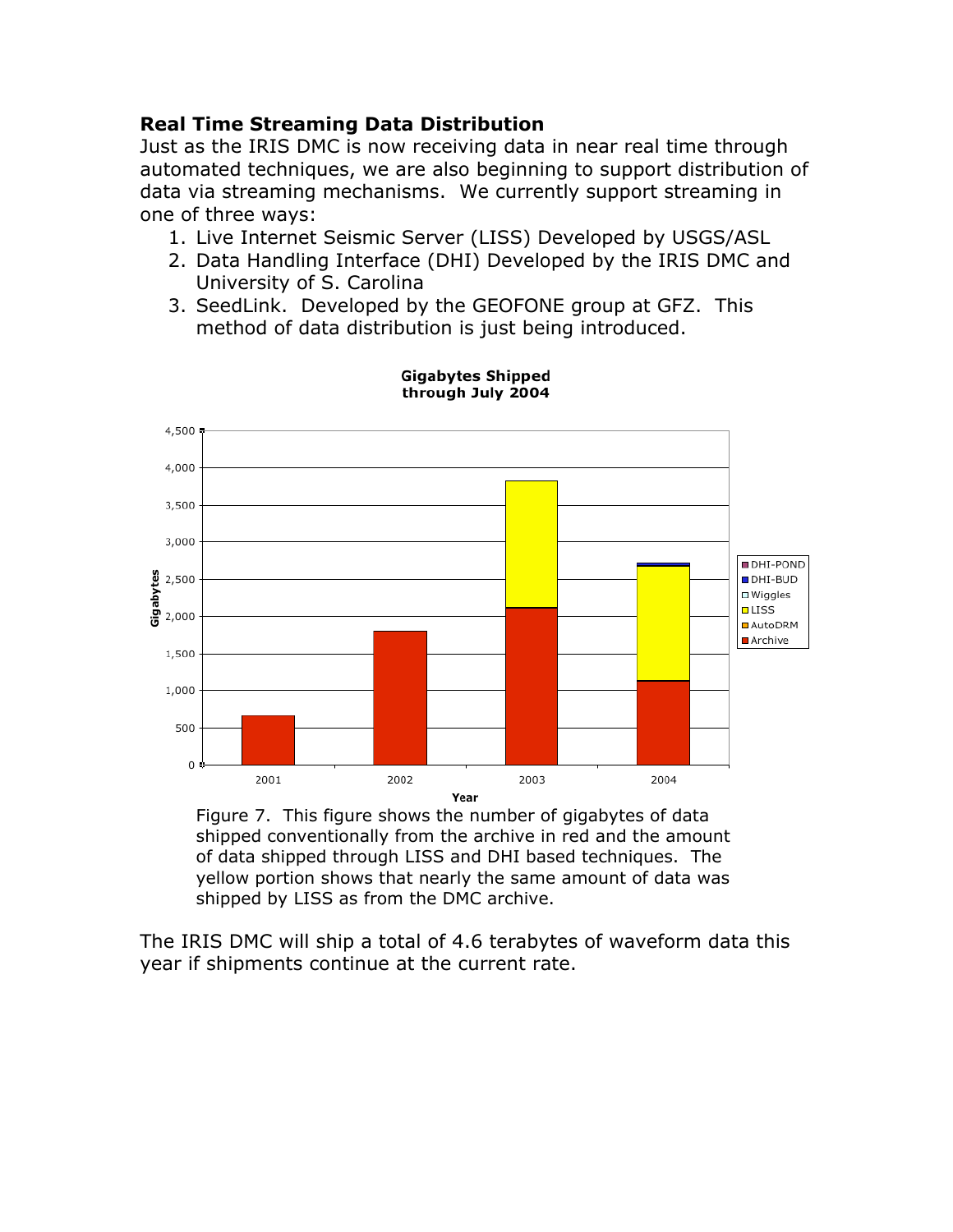## Real Time Streaming Data Distribution

Just as the IRIS DMC is now receiving data in near real time through automated techniques, we are also beginning to support distribution of data via streaming mechanisms. We currently support streaming in one of three ways:

1. Live Internet Seismic Server (LISS) Developed by USGS/ASL
2. Data Handling Interface (DHI) Developed by the IRIS DMC and University of S. Carolina
3. SeedLink. Developed by the GEOFONE group at GFZ. This method of data distribution is just being introduced.

Figure 7. This figure shows the number of gigabytes of data shipped conventionally from the archive in red and the amount of data shipped through LISS and DHI based techniques. The yellow portion shows that nearly the same amount of data was shipped by LISS as from the DMC archive.

The IRIS DMC will ship a total of 4.6 terabytes of waveform data this year if shipments continue at the current rate.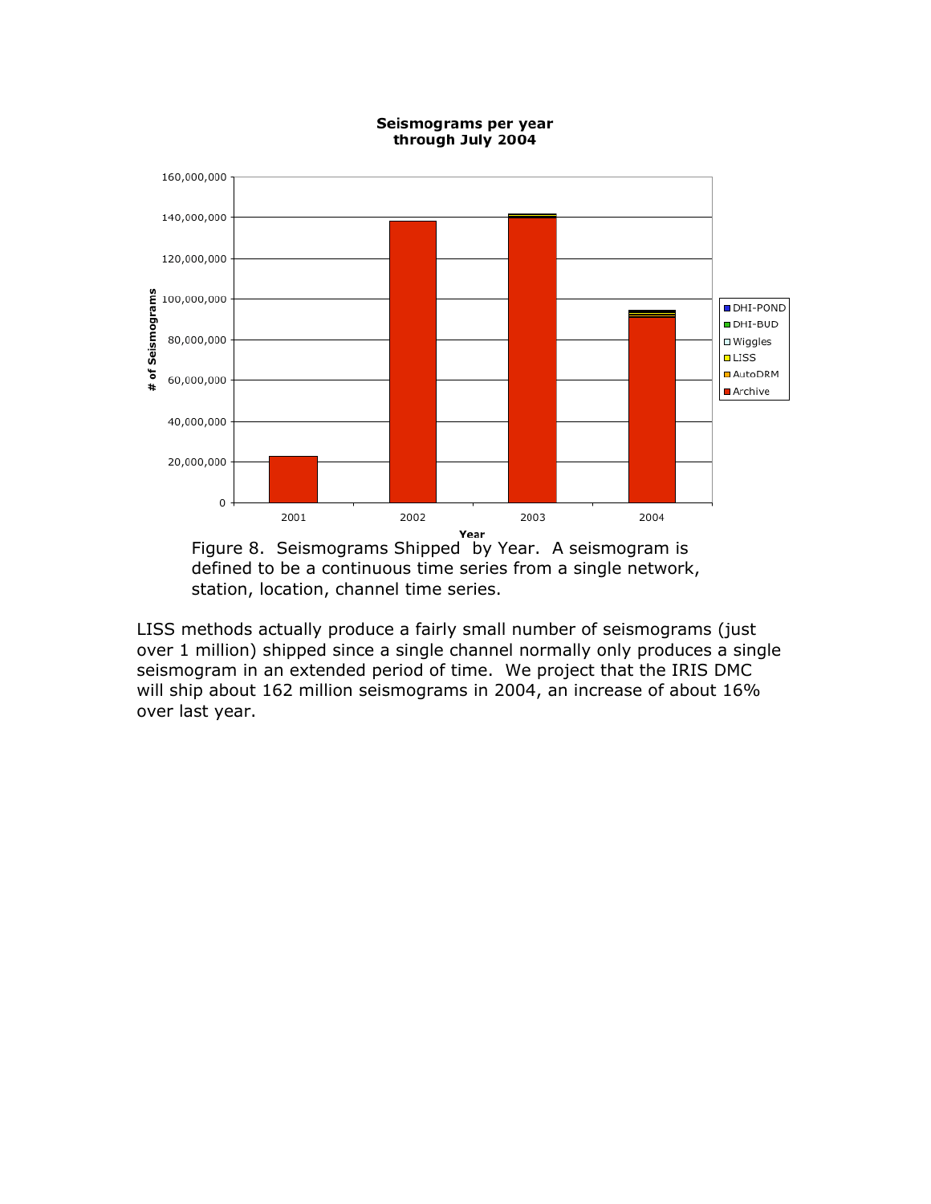Seismograms per year
through July 2004

160,000,000
140,000,000
120,000,000
100,000,000
80,000,000
60,000,000
40,000,000
20,000,000
0

# of Seismograms

2001
2002
2003
2004

Year

DHI-POND
DHI-BUD
Wiggles
LISS
AutoDRM
Archive

Figure 8. Seismograms Shipped by Year. A seismogram is defined to be a continuous time series from a single network, station, location, channel time series.

LISS methods actually produce a fairly small number of seismograms (just over 1 million) shipped since a single channel normally only produces a single seismogram in an extended period of time. We project that the IRIS DMC will ship about 162 million seismograms in 2004, an increase of about 16% over last year.